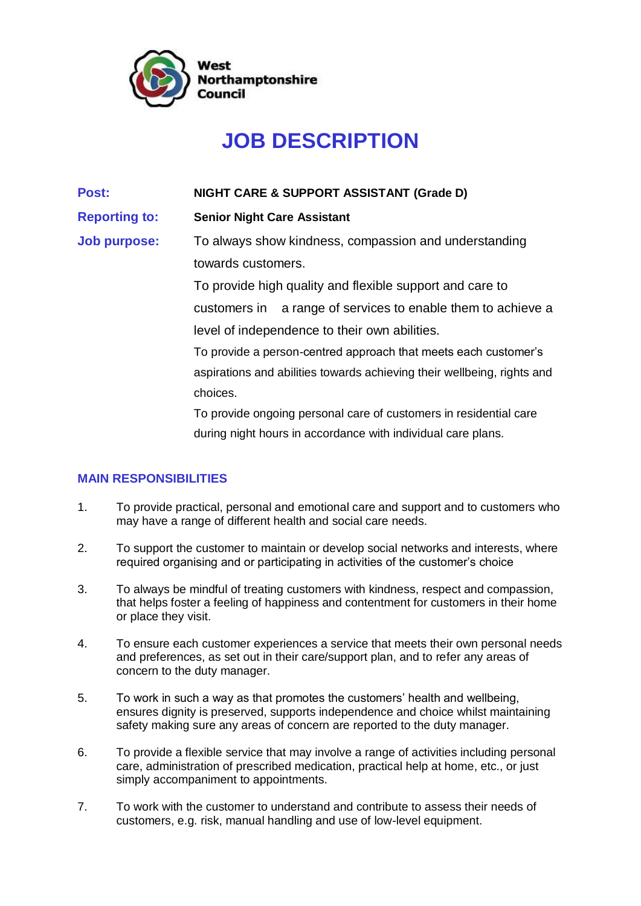West Northamptonshire Council

# JOB DESCRIPTION

**Post:** NIGHT CARE & SUPPORT ASSISTANT (Grade D)

**Reporting to:** Senior Night Care Assistant

**Job purpose:** To always show kindness, compassion and understanding towards customers.

To provide high quality and flexible support and care to customers in a range of services to enable them to achieve a level of independence to their own abilities.

To provide a person-centred approach that meets each customer's aspirations and abilities towards achieving their wellbeing, rights and choices.

To provide ongoing personal care of customers in residential care during night hours in accordance with individual care plans.

## MAIN RESPONSIBILITIES

1. To provide practical, personal and emotional care and support and to customers who may have a range of different health and social care needs.
2. To support the customer to maintain or develop social networks and interests, where required organising and or participating in activities of the customer's choice
3. To always be mindful of treating customers with kindness, respect and compassion, that helps foster a feeling of happiness and contentment for customers in their home or place they visit.
4. To ensure each customer experiences a service that meets their own personal needs and preferences, as set out in their care/support plan, and to refer any areas of concern to the duty manager.
5. To work in such a way as that promotes the customers' health and wellbeing, ensures dignity is preserved, supports independence and choice whilst maintaining safety making sure any areas of concern are reported to the duty manager.
6. To provide a flexible service that may involve a range of activities including personal care, administration of prescribed medication, practical help at home, etc., or just simply accompaniment to appointments.
7. To work with the customer to understand and contribute to assess their needs of customers, e.g. risk, manual handling and use of low-level equipment.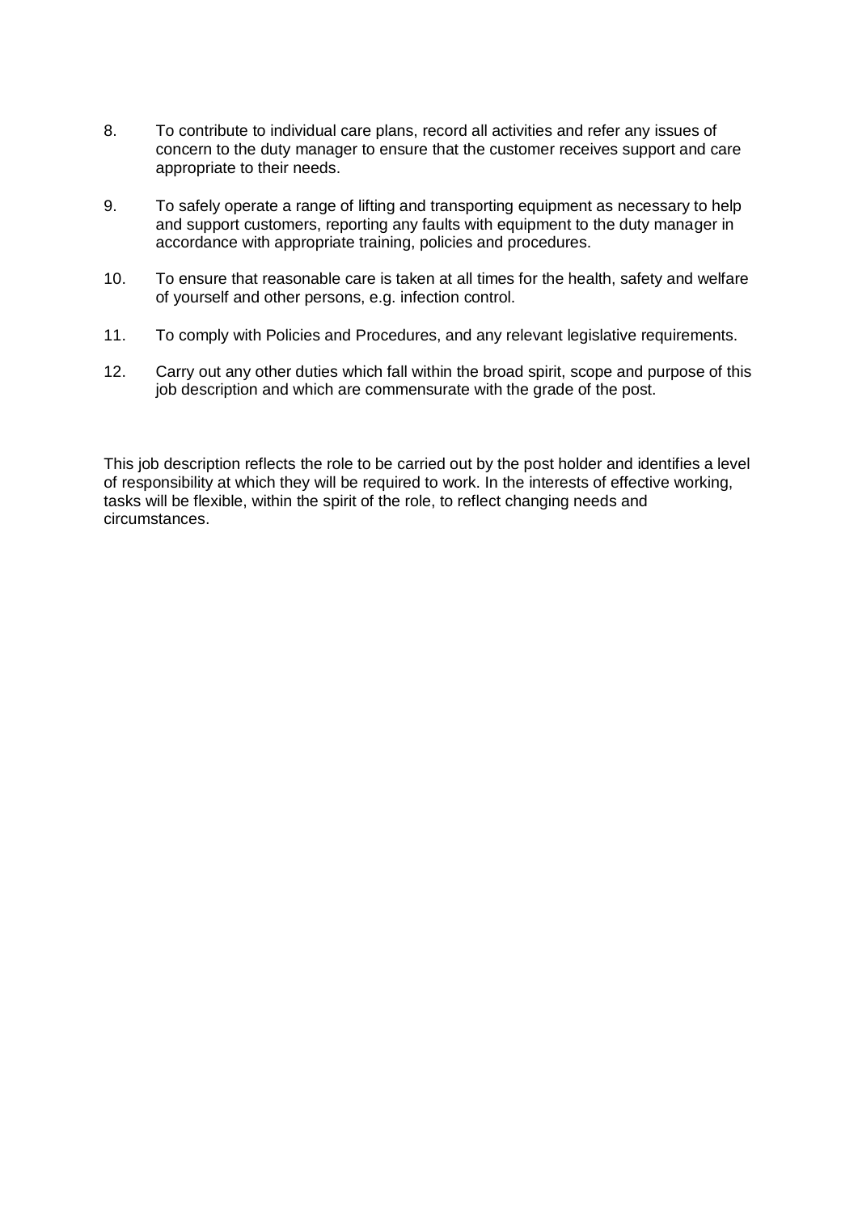8. To contribute to individual care plans, record all activities and refer any issues of concern to the duty manager to ensure that the customer receives support and care appropriate to their needs.

9. To safely operate a range of lifting and transporting equipment as necessary to help and support customers, reporting any faults with equipment to the duty manager in accordance with appropriate training, policies and procedures.

10. To ensure that reasonable care is taken at all times for the health, safety and welfare of yourself and other persons, e.g. infection control.

11. To comply with Policies and Procedures, and any relevant legislative requirements.

12. Carry out any other duties which fall within the broad spirit, scope and purpose of this job description and which are commensurate with the grade of the post.

This job description reflects the role to be carried out by the post holder and identifies a level of responsibility at which they will be required to work. In the interests of effective working, tasks will be flexible, within the spirit of the role, to reflect changing needs and circumstances.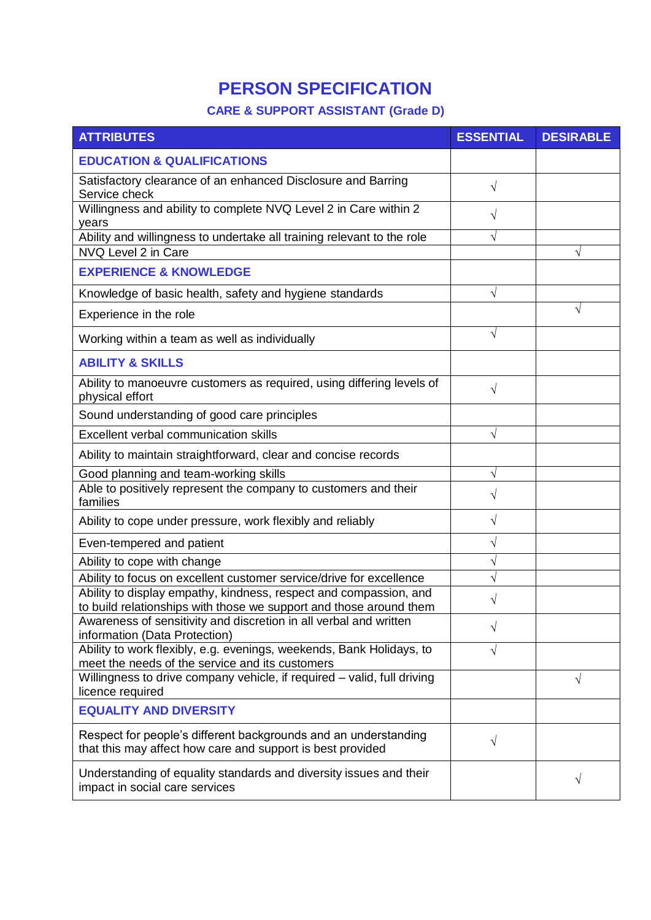# PERSON SPECIFICATION

## CARE & SUPPORT ASSISTANT (Grade D)

| ATTRIBUTES | ESSENTIAL | DESIRABLE |
|---|---|---|
| **EDUCATION & QUALIFICATIONS** | | |
| Satisfactory clearance of an enhanced Disclosure and Barring Service check | √ | |
| Willingness and ability to complete NVQ Level 2 in Care within 2 years | √ | |
| Ability and willingness to undertake all training relevant to the role | √ | |
| NVQ Level 2 in Care | | √ |
| **EXPERIENCE & KNOWLEDGE** | | |
| Knowledge of basic health, safety and hygiene standards | √ | |
| Experience in the role | | √ |
| Working within a team as well as individually | √ | |
| **ABILITY & SKILLS** | | |
| Ability to manoeuvre customers as required, using differing levels of physical effort | √ | |
| Sound understanding of good care principles | | |
| Excellent verbal communication skills | √ | |
| Ability to maintain straightforward, clear and concise records | | |
| Good planning and team-working skills | √ | |
| Able to positively represent the company to customers and their families | √ | |
| Ability to cope under pressure, work flexibly and reliably | √ | |
| Even-tempered and patient | √ | |
| Ability to cope with change | √ | |
| Ability to focus on excellent customer service/drive for excellence | √ | |
| Ability to display empathy, kindness, respect and compassion, and to build relationships with those we support and those around them | √ | |
| Awareness of sensitivity and discretion in all verbal and written information (Data Protection) | √ | |
| Ability to work flexibly, e.g. evenings, weekends, Bank Holidays, to meet the needs of the service and its customers | √ | |
| Willingness to drive company vehicle, if required – valid, full driving licence required | | √ |
| **EQUALITY AND DIVERSITY** | | |
| Respect for people's different backgrounds and an understanding that this may affect how care and support is best provided | √ | |
| Understanding of equality standards and diversity issues and their impact in social care services | | √ |